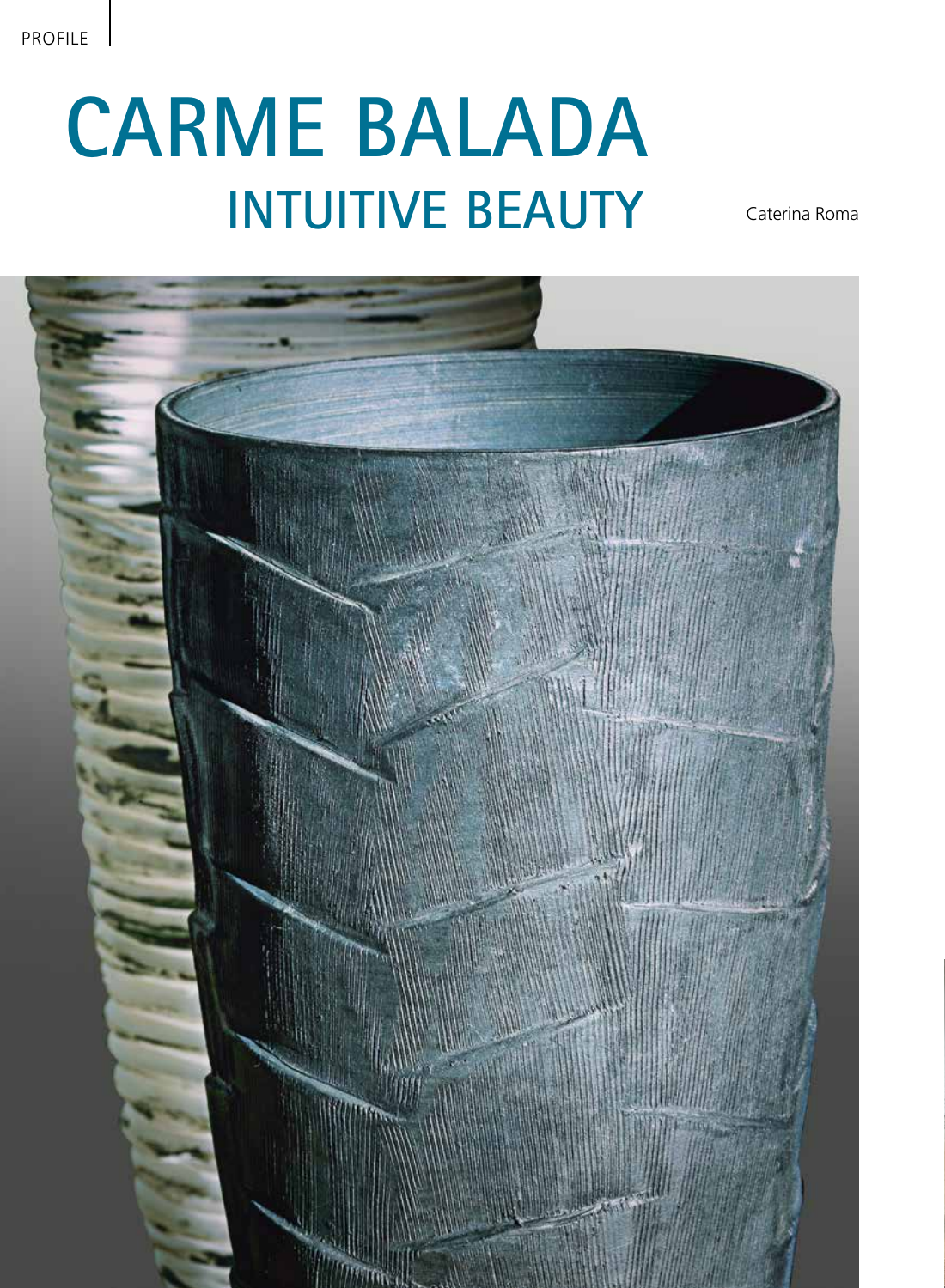PROFILE

# CARME BALADA

## INTUITIVE BEAUTY

Caterina Roma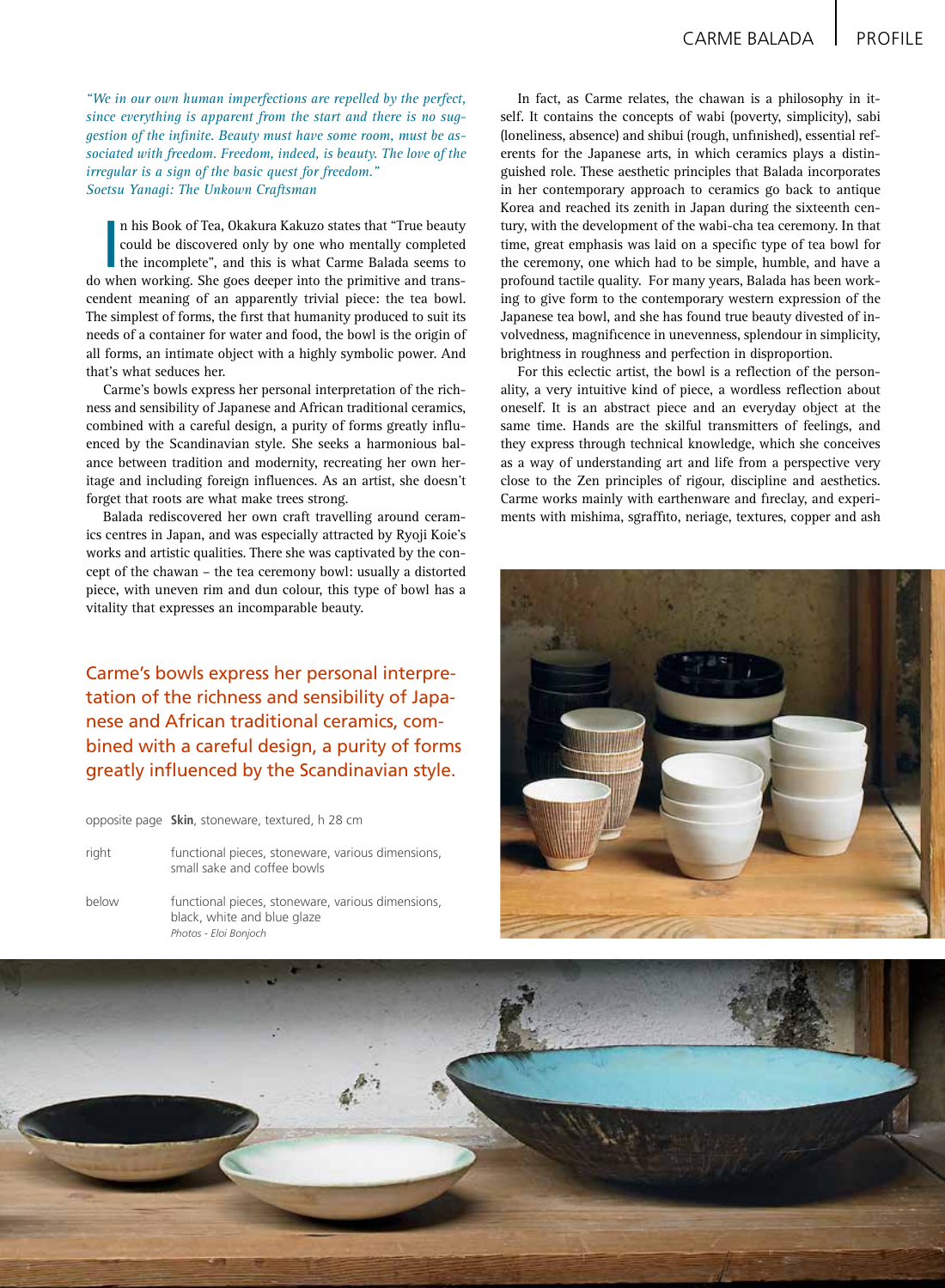*"We in our own human imperfections are repelled by the perfect, since everything is apparent from the start and there is no suggestion of the infinite. Beauty must have some room, must be associated with freedom. Freedom, indeed, is beauty. The love of the irregular is a sign of the basic quest for freedom."*
*Soetsu Yanagi: The Unkown Craftsman*

In his Book of Tea, Okakura Kakuzo states that "True beauty could be discovered only by one who mentally completed the incomplete", and this is what Carme Balada seems to do when working. She goes deeper into the primitive and transcendent meaning of an apparently trivial piece: the tea bowl. The simplest of forms, the first that humanity produced to suit its needs of a container for water and food, the bowl is the origin of all forms, an intimate object with a highly symbolic power. And that's what seduces her.

Carme's bowls express her personal interpretation of the richness and sensibility of Japanese and African traditional ceramics, combined with a careful design, a purity of forms greatly influenced by the Scandinavian style. She seeks a harmonious balance between tradition and modernity, recreating her own heritage and including foreign influences. As an artist, she doesn't forget that roots are what make trees strong.

Balada rediscovered her own craft travelling around ceramics centres in Japan, and was especially attracted by Ryoji Koie's works and artistic qualities. There she was captivated by the concept of the chawan – the tea ceremony bowl: usually a distorted piece, with uneven rim and dun colour, this type of bowl has a vitality that expresses an incomparable beauty.

Carme's bowls express her personal interpretation of the richness and sensibility of Japanese and African traditional ceramics, combined with a careful design, a purity of forms greatly influenced by the Scandinavian style.

opposite page **Skin**, stoneware, textured, h 28 cm

right functional pieces, stoneware, various dimensions, small sake and coffee bowls

below functional pieces, stoneware, various dimensions, black, white and blue glaze
*Photos - Eloi Bonjoch*

In fact, as Carme relates, the chawan is a philosophy in itself. It contains the concepts of wabi (poverty, simplicity), sabi (loneliness, absence) and shibui (rough, unfinished), essential referents for the Japanese arts, in which ceramics plays a distinguished role. These aesthetic principles that Balada incorporates in her contemporary approach to ceramics go back to antique Korea and reached its zenith in Japan during the sixteenth century, with the development of the wabi-cha tea ceremony. In that time, great emphasis was laid on a specific type of tea bowl for the ceremony, one which had to be simple, humble, and have a profound tactile quality. For many years, Balada has been working to give form to the contemporary western expression of the Japanese tea bowl, and she has found true beauty divested of involvedness, magnificence in unevenness, splendour in simplicity, brightness in roughness and perfection in disproportion.

For this eclectic artist, the bowl is a reflection of the personality, a very intuitive kind of piece, a wordless reflection about oneself. It is an abstract piece and an everyday object at the same time. Hands are the skilful transmitters of feelings, and they express through technical knowledge, which she conceives as a way of understanding art and life from a perspective very close to the Zen principles of rigour, discipline and aesthetics. Carme works mainly with earthenware and fireclay, and experiments with mishima, sgraffito, neriage, textures, copper and ash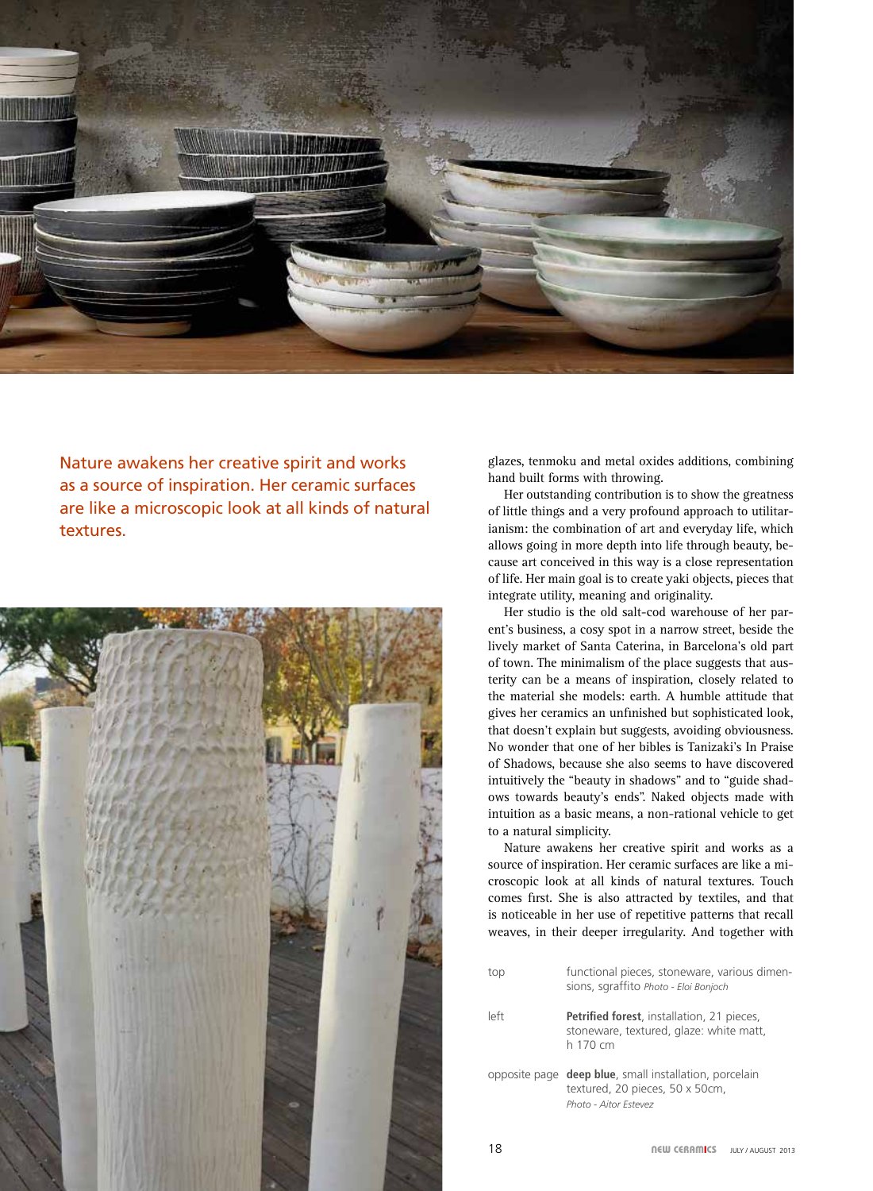Nature awakens her creative spirit and works as a source of inspiration. Her ceramic surfaces are like a microscopic look at all kinds of natural textures.

glazes, tenmoku and metal oxides additions, combining hand built forms with throwing.

Her outstanding contribution is to show the greatness of little things and a very profound approach to utilitarianism: the combination of art and everyday life, which allows going in more depth into life through beauty, because art conceived in this way is a close representation of life. Her main goal is to create yaki objects, pieces that integrate utility, meaning and originality.

Her studio is the old salt-cod warehouse of her parent's business, a cosy spot in a narrow street, beside the lively market of Santa Caterina, in Barcelona's old part of town. The minimalism of the place suggests that austerity can be a means of inspiration, closely related to the material she models: earth. A humble attitude that gives her ceramics an unfinished but sophisticated look, that doesn't explain but suggests, avoiding obviousness. No wonder that one of her bibles is Tanizaki's In Praise of Shadows, because she also seems to have discovered intuitively the "beauty in shadows" and to "guide shadows towards beauty's ends". Naked objects made with intuition as a basic means, a non-rational vehicle to get to a natural simplicity.

Nature awakens her creative spirit and works as a source of inspiration. Her ceramic surfaces are like a microscopic look at all kinds of natural textures. Touch comes first. She is also attracted by textiles, and that is noticeable in her use of repetitive patterns that recall weaves, in their deeper irregularity. And together with

top — functional pieces, stoneware, various dimensions, sgraffito *Photo - Eloi Bonjoch*

left — **Petrified forest**, installation, 21 pieces, stoneware, textured, glaze: white matt, h 170 cm

opposite page — **deep blue**, small installation, porcelain textured, 20 pieces, 50 x 50cm, *Photo - Aitor Estevez*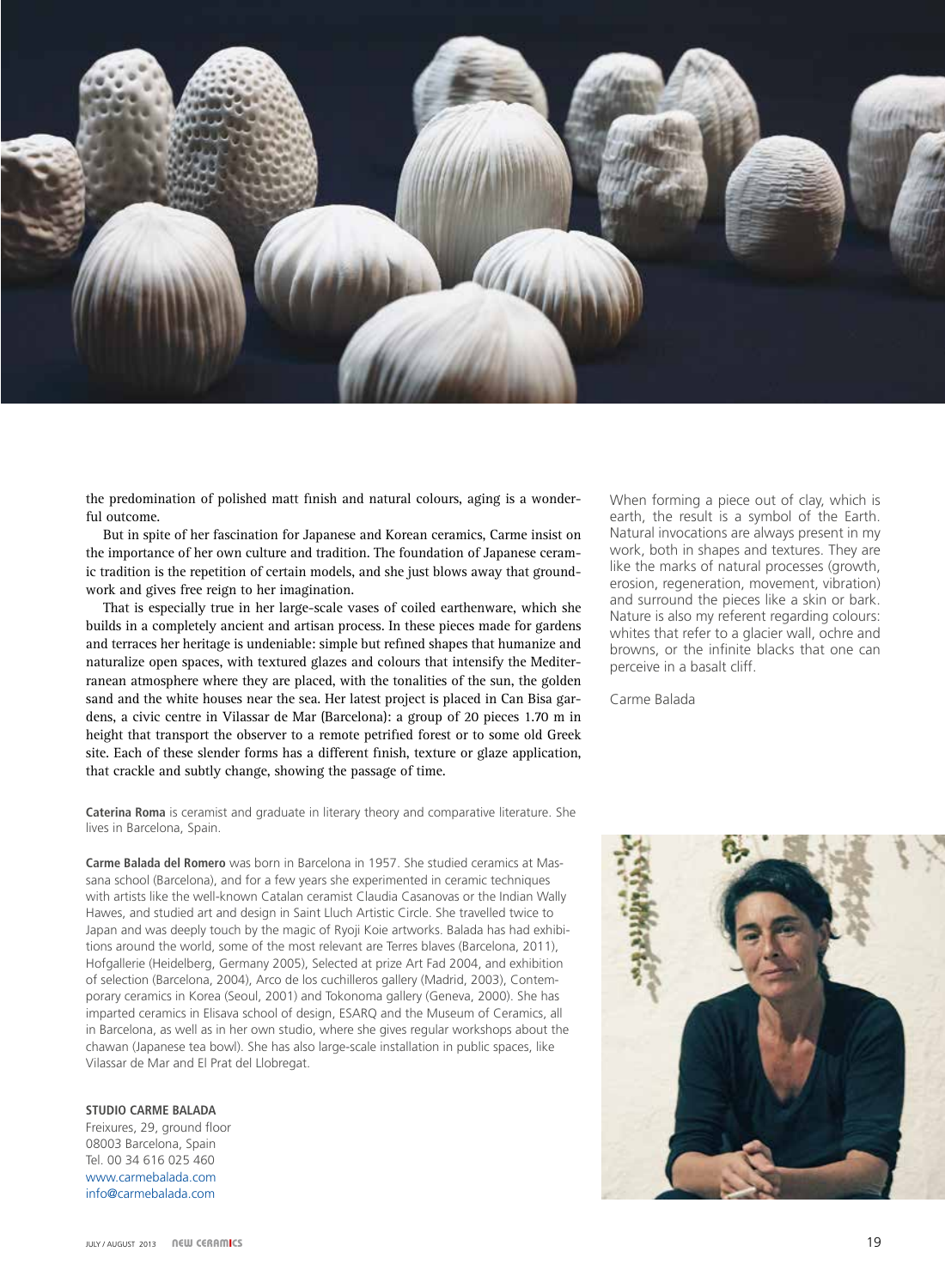the predomination of polished matt finish and natural colours, aging is a wonderful outcome.

But in spite of her fascination for Japanese and Korean ceramics, Carme insist on the importance of her own culture and tradition. The foundation of Japanese ceramic tradition is the repetition of certain models, and she just blows away that groundwork and gives free reign to her imagination.

That is especially true in her large-scale vases of coiled earthenware, which she builds in a completely ancient and artisan process. In these pieces made for gardens and terraces her heritage is undeniable: simple but refined shapes that humanize and naturalize open spaces, with textured glazes and colours that intensify the Mediterranean atmosphere where they are placed, with the tonalities of the sun, the golden sand and the white houses near the sea. Her latest project is placed in Can Bisa gardens, a civic centre in Vilassar de Mar (Barcelona): a group of 20 pieces 1.70 m in height that transport the observer to a remote petrified forest or to some old Greek site. Each of these slender forms has a different finish, texture or glaze application, that crackle and subtly change, showing the passage of time.

When forming a piece out of clay, which is earth, the result is a symbol of the Earth. Natural invocations are always present in my work, both in shapes and textures. They are like the marks of natural processes (growth, erosion, regeneration, movement, vibration) and surround the pieces like a skin or bark. Nature is also my referent regarding colours: whites that refer to a glacier wall, ochre and browns, or the infinite blacks that one can perceive in a basalt cliff.

Carme Balada

**Caterina Roma** is ceramist and graduate in literary theory and comparative literature. She lives in Barcelona, Spain.

**Carme Balada del Romero** was born in Barcelona in 1957. She studied ceramics at Massana school (Barcelona), and for a few years she experimented in ceramic techniques with artists like the well-known Catalan ceramist Claudia Casanovas or the Indian Wally Hawes, and studied art and design in Saint Lluch Artistic Circle. She travelled twice to Japan and was deeply touch by the magic of Ryoji Koie artworks. Balada has had exhibitions around the world, some of the most relevant are Terres blaves (Barcelona, 2011), Hofgallerie (Heidelberg, Germany 2005), Selected at prize Art Fad 2004, and exhibition of selection (Barcelona, 2004), Arco de los cuchilleros gallery (Madrid, 2003), Contemporary ceramics in Korea (Seoul, 2001) and Tokonoma gallery (Geneva, 2000). She has imparted ceramics in Elisava school of design, ESARQ and the Museum of Ceramics, all in Barcelona, as well as in her own studio, where she gives regular workshops about the chawan (Japanese tea bowl). She has also large-scale installation in public spaces, like Vilassar de Mar and El Prat del Llobregat.

**STUDIO CARME BALADA**
Freixures, 29, ground floor
08003 Barcelona, Spain
Tel. 00 34 616 025 460
www.carmebalada.com
info@carmebalada.com